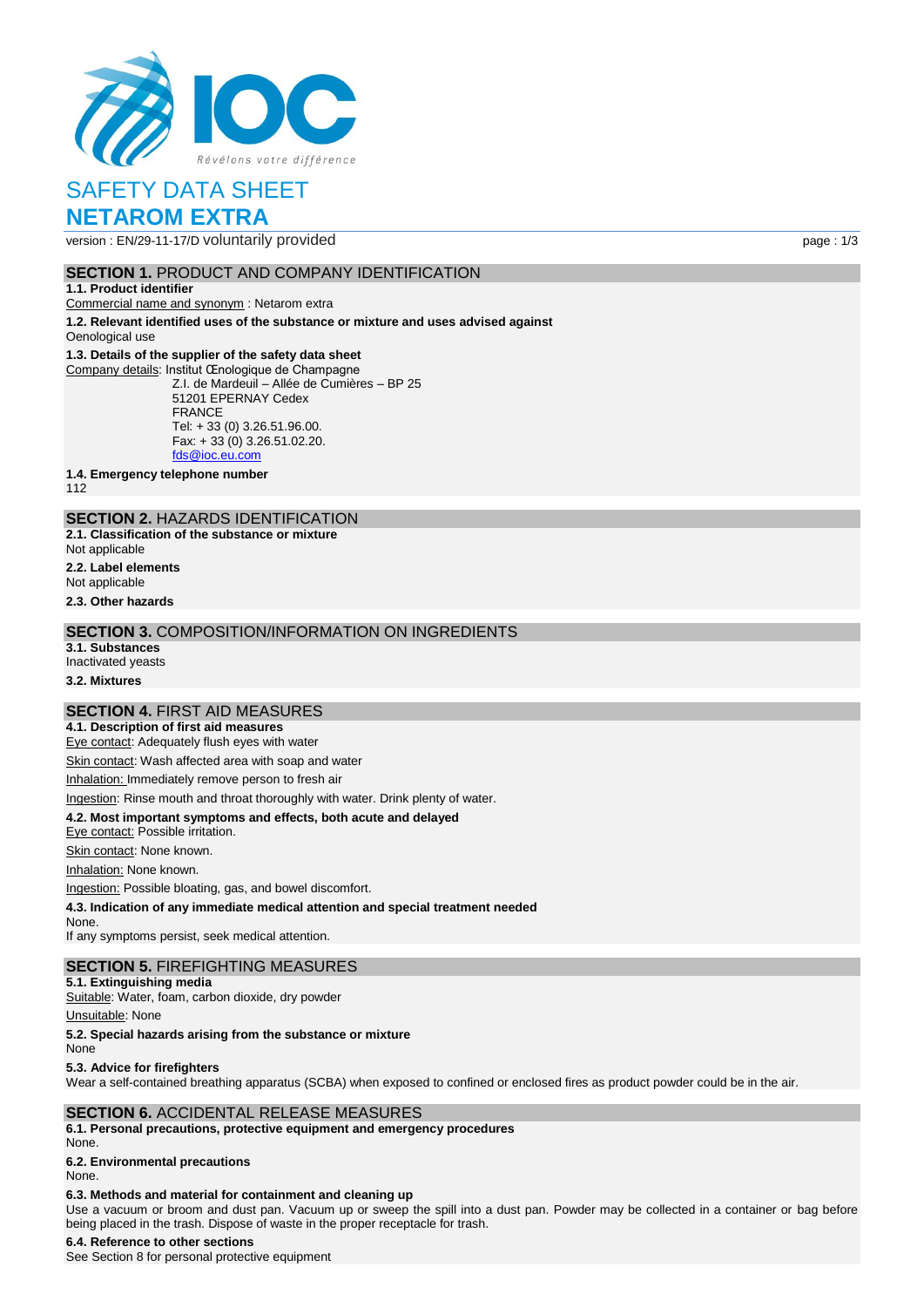Révélons votre différence

# SAFETY DATA SHEET

# NETAROM EXTRA

version : EN/29-11-17/D voluntarily provided

## SECTION 1. PRODUCT AND COMPANY IDENTIFICATION

**1.1. Product identifier**

Commercial name and synonym : Netarom extra

**1.2. Relevant identified uses of the substance or mixture and uses advised against**

Oenological use

**1.3. Details of the supplier of the safety data sheet**

Company details: Institut Œnologique de Champagne
Z.I. de Mardeuil – Allée de Cumières – BP 25
51201 EPERNAY Cedex
FRANCE
Tel: + 33 (0) 3.26.51.96.00.
Fax: + 33 (0) 3.26.51.02.20.
fds@ioc.eu.com

**1.4. Emergency telephone number**

112

## SECTION 2. HAZARDS IDENTIFICATION

**2.1. Classification of the substance or mixture**

Not applicable

**2.2. Label elements**

Not applicable

**2.3. Other hazards**

## SECTION 3. COMPOSITION/INFORMATION ON INGREDIENTS

**3.1. Substances**

Inactivated yeasts

**3.2. Mixtures**

## SECTION 4. FIRST AID MEASURES

**4.1. Description of first aid measures**

Eye contact: Adequately flush eyes with water

Skin contact: Wash affected area with soap and water

Inhalation: Immediately remove person to fresh air

Ingestion: Rinse mouth and throat thoroughly with water. Drink plenty of water.

**4.2. Most important symptoms and effects, both acute and delayed**

Eye contact: Possible irritation.

Skin contact: None known.

Inhalation: None known.

Ingestion: Possible bloating, gas, and bowel discomfort.

**4.3. Indication of any immediate medical attention and special treatment needed**

None.
If any symptoms persist, seek medical attention.

## SECTION 5. FIREFIGHTING MEASURES

**5.1. Extinguishing media**

Suitable: Water, foam, carbon dioxide, dry powder

Unsuitable: None

**5.2. Special hazards arising from the substance or mixture**

None

**5.3. Advice for firefighters**

Wear a self-contained breathing apparatus (SCBA) when exposed to confined or enclosed fires as product powder could be in the air.

## SECTION 6. ACCIDENTAL RELEASE MEASURES

**6.1. Personal precautions, protective equipment and emergency procedures**

None.

**6.2. Environmental precautions**

None.

**6.3. Methods and material for containment and cleaning up**

Use a vacuum or broom and dust pan. Vacuum up or sweep the spill into a dust pan. Powder may be collected in a container or bag before being placed in the trash. Dispose of waste in the proper receptacle for trash.

**6.4. Reference to other sections**

See Section 8 for personal protective equipment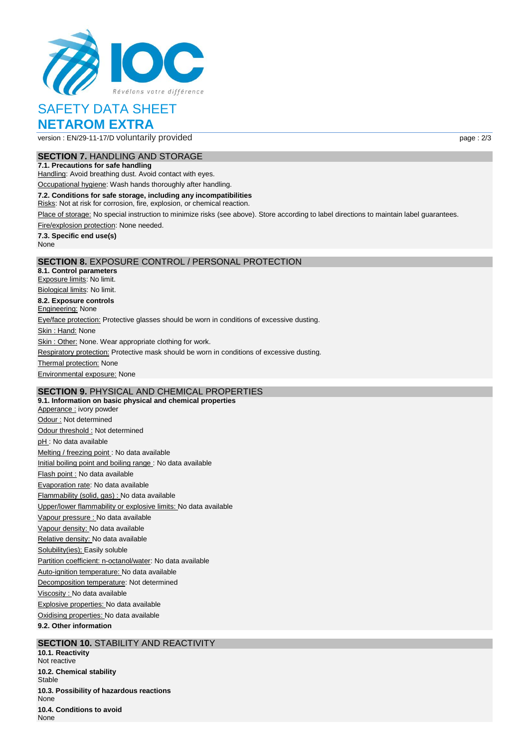# SAFETY DATA SHEET

## NETAROM EXTRA

version : EN/29-11-17/D voluntarily provided

### SECTION 7. HANDLING AND STORAGE

**7.1. Precautions for safe handling**

Handling: Avoid breathing dust. Avoid contact with eyes.

Occupational hygiene: Wash hands thoroughly after handling.

**7.2. Conditions for safe storage, including any incompatibilities**

Risks: Not at risk for corrosion, fire, explosion, or chemical reaction.

Place of storage: No special instruction to minimize risks (see above). Store according to label directions to maintain label guarantees.

Fire/explosion protection: None needed.

**7.3. Specific end use(s)**

None

### SECTION 8. EXPOSURE CONTROL / PERSONAL PROTECTION

**8.1. Control parameters**

Exposure limits: No limit.

Biological limits: No limit.

**8.2. Exposure controls**

Engineering: None

Eye/face protection: Protective glasses should be worn in conditions of excessive dusting.

Skin : Hand: None

Skin : Other: None. Wear appropriate clothing for work.

Respiratory protection: Protective mask should be worn in conditions of excessive dusting.

Thermal protection: None

Environmental exposure: None

### SECTION 9. PHYSICAL AND CHEMICAL PROPERTIES

**9.1. Information on basic physical and chemical properties**

Apperance : ivory powder

Odour : Not determined

Odour threshold : Not determined

pH : No data available

Melting / freezing point : No data available

Initial boiling point and boiling range : No data available

Flash point : No data available

Evaporation rate: No data available

Flammability (solid, gas) : No data available

Upper/lower flammability or explosive limits: No data available

Vapour pressure : No data available

Vapour density: No data available

Relative density: No data available

Solubility(ies); Easily soluble

Partition coefficient: n-octanol/water: No data available

Auto-ignition temperature: No data available

Decomposition temperature: Not determined

Viscosity : No data available

Explosive properties: No data available

Oxidising properties: No data available

**9.2. Other information**

### SECTION 10. STABILITY AND REACTIVITY

**10.1. Reactivity**

Not reactive

**10.2. Chemical stability**

Stable

**10.3. Possibility of hazardous reactions**

None

**10.4. Conditions to avoid**

None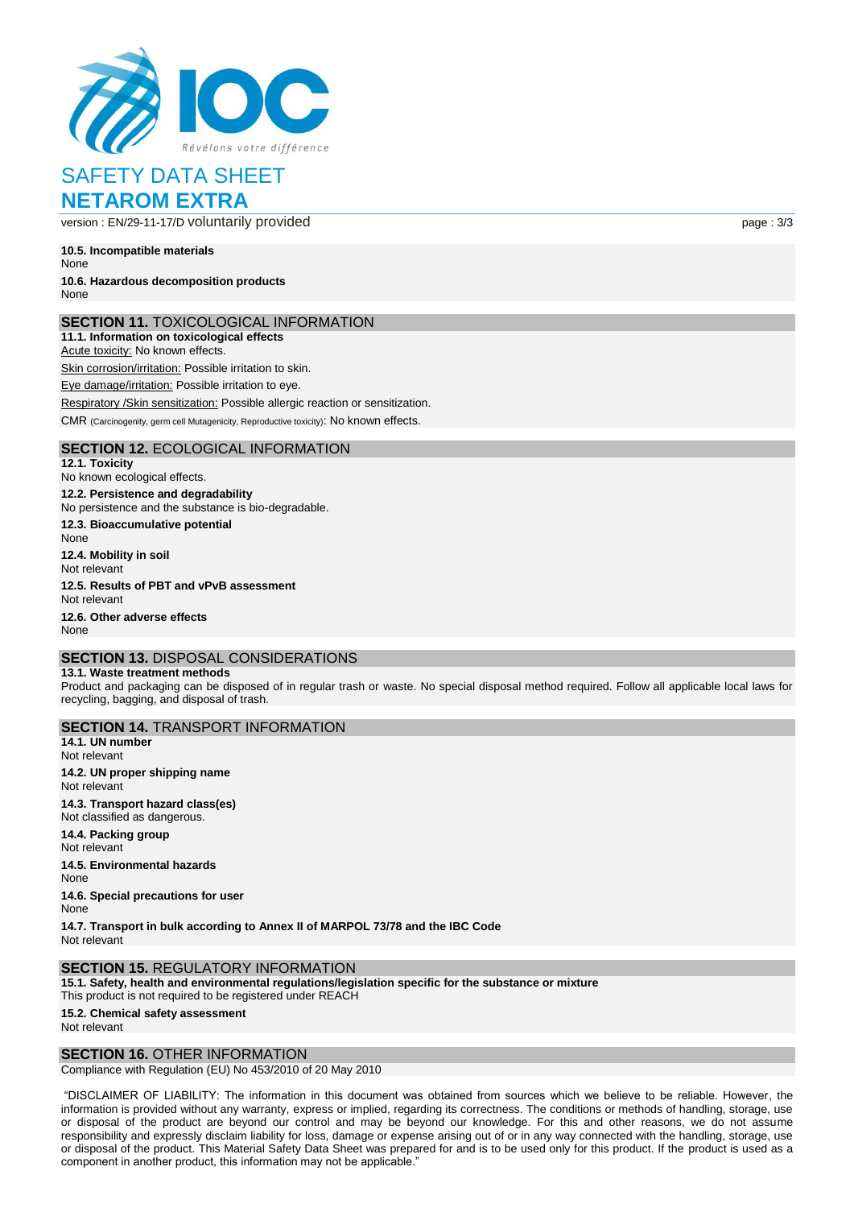**10.5. Incompatible materials**
None

**10.6. Hazardous decomposition products**
None

## SECTION 11. TOXICOLOGICAL INFORMATION

**11.1. Information on toxicological effects**

Acute toxicity: No known effects.

Skin corrosion/irritation: Possible irritation to skin.

Eye damage/irritation: Possible irritation to eye.

Respiratory /Skin sensitization: Possible allergic reaction or sensitization.

CMR (Carcinogenity, germ cell Mutagenicity, Reproductive toxicity): No known effects.

## SECTION 12. ECOLOGICAL INFORMATION

**12.1. Toxicity**
No known ecological effects.

**12.2. Persistence and degradability**
No persistence and the substance is bio-degradable.

**12.3. Bioaccumulative potential**
None

**12.4. Mobility in soil**
Not relevant

**12.5. Results of PBT and vPvB assessment**
Not relevant

**12.6. Other adverse effects**
None

## SECTION 13. DISPOSAL CONSIDERATIONS

**13.1. Waste treatment methods**
Product and packaging can be disposed of in regular trash or waste. No special disposal method required. Follow all applicable local laws for recycling, bagging, and disposal of trash.

## SECTION 14. TRANSPORT INFORMATION

**14.1. UN number**
Not relevant

**14.2. UN proper shipping name**
Not relevant

**14.3. Transport hazard class(es)**
Not classified as dangerous.

**14.4. Packing group**
Not relevant

**14.5. Environmental hazards**
None

**14.6. Special precautions for user**
None

**14.7. Transport in bulk according to Annex II of MARPOL 73/78 and the IBC Code**
Not relevant

## SECTION 15. REGULATORY INFORMATION

**15.1. Safety, health and environmental regulations/legislation specific for the substance or mixture**
This product is not required to be registered under REACH

**15.2. Chemical safety assessment**
Not relevant

## SECTION 16. OTHER INFORMATION

Compliance with Regulation (EU) No 453/2010 of 20 May 2010

"DISCLAIMER OF LIABILITY: The information in this document was obtained from sources which we believe to be reliable. However, the information is provided without any warranty, express or implied, regarding its correctness. The conditions or methods of handling, storage, use or disposal of the product are beyond our control and may be beyond our knowledge. For this and other reasons, we do not assume responsibility and expressly disclaim liability for loss, damage or expense arising out of or in any way connected with the handling, storage, use or disposal of the product. This Material Safety Data Sheet was prepared for and is to be used only for this product. If the product is used as a component in another product, this information may not be applicable."